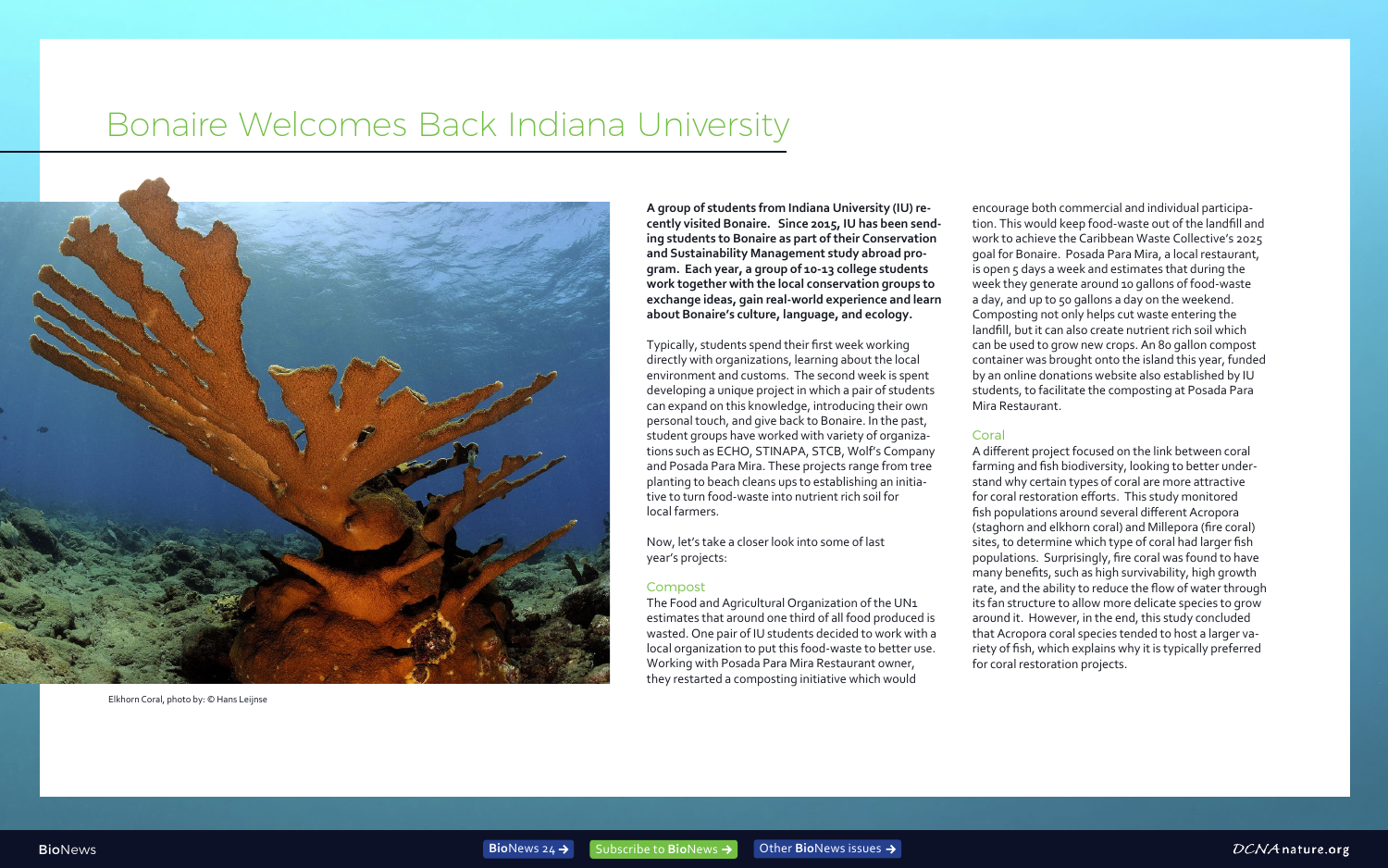# Bonaire Welcomes Back Indiana University

Elkhorn Coral, photo by: © Hans Leijnse

**A group of students from Indiana University (IU) recently visited Bonaire. Since 2015, IU has been sending students to Bonaire as part of their Conservation and Sustainability Management study abroad program. Each year, a group of 10-13 college students work together with the local conservation groups to exchange ideas, gain real-world experience and learn about Bonaire's culture, language, and ecology.**

Typically, students spend their first week working directly with organizations, learning about the local environment and customs. The second week is spent developing a unique project in which a pair of students can expand on this knowledge, introducing their own personal touch, and give back to Bonaire. In the past, student groups have worked with variety of organizations such as ECHO, STINAPA, STCB, Wolf's Company and Posada Para Mira. These projects range from tree planting to beach cleans ups to establishing an initiative to turn food-waste into nutrient rich soil for local farmers.

Now, let's take a closer look into some of last year's projects:

## Compost

The Food and Agricultural Organization of the UN1 estimates that around one third of all food produced is wasted. One pair of IU students decided to work with a local organization to put this food-waste to better use. Working with Posada Para Mira Restaurant owner, they restarted a composting initiative which would encourage both commercial and individual participation. This would keep food-waste out of the landfill and work to achieve the Caribbean Waste Collective's 2025 goal for Bonaire. Posada Para Mira, a local restaurant, is open 5 days a week and estimates that during the week they generate around 10 gallons of food-waste a day, and up to 50 gallons a day on the weekend. Composting not only helps cut waste entering the landfill, but it can also create nutrient rich soil which can be used to grow new crops. An 80 gallon compost container was brought onto the island this year, funded by an online donations website also established by IU students, to facilitate the composting at Posada Para Mira Restaurant.

## Coral

A different project focused on the link between coral farming and fish biodiversity, looking to better understand why certain types of coral are more attractive for coral restoration efforts. This study monitored fish populations around several different Acropora (staghorn and elkhorn coral) and Millepora (fire coral) sites, to determine which type of coral had larger fish populations. Surprisingly, fire coral was found to have many benefits, such as high survivability, high growth rate, and the ability to reduce the flow of water through its fan structure to allow more delicate species to grow around it. However, in the end, this study concluded that Acropora coral species tended to host a larger variety of fish, which explains why it is typically preferred for coral restoration projects.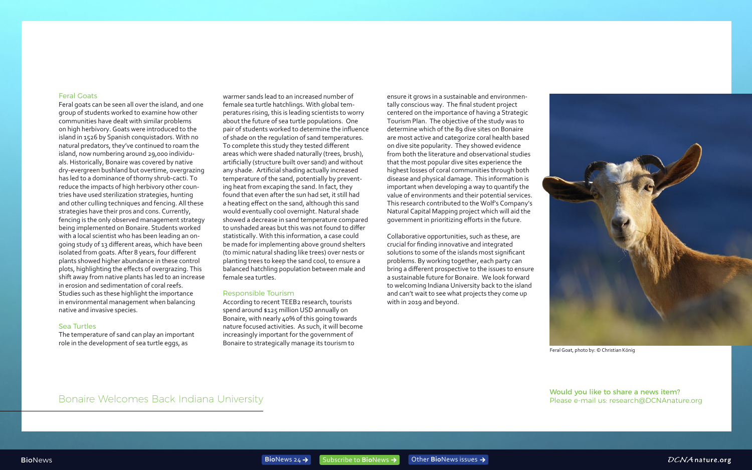## Feral Goats

Feral goats can be seen all over the island, and one group of students worked to examine how other communities have dealt with similar problems on high herbivory. Goats were introduced to the island in 1526 by Spanish conquistadors. With no natural predators, they've continued to roam the island, now numbering around 29,000 individuals. Historically, Bonaire was covered by native dry-evergreen bushland but overtime, overgrazing has led to a dominance of thorny shrub-cacti. To reduce the impacts of high herbivory other countries have used sterilization strategies, hunting and other culling techniques and fencing. All these strategies have their pros and cons. Currently, fencing is the only observed management strategy being implemented on Bonaire. Students worked with a local scientist who has been leading an ongoing study of 13 different areas, which have been isolated from goats. After 8 years, four different plants showed higher abundance in these control plots, highlighting the effects of overgrazing. This shift away from native plants has led to an increase in erosion and sedimentation of coral reefs. Studies such as these highlight the importance in environmental management when balancing native and invasive species.

## Sea Turtles

The temperature of sand can play an important role in the development of sea turtle eggs, as warmer sands lead to an increased number of female sea turtle hatchlings. With global temperatures rising, this is leading scientists to worry about the future of sea turtle populations. One pair of students worked to determine the influence of shade on the regulation of sand temperatures. To complete this study they tested different areas which were shaded naturally (trees, brush), artificially (structure built over sand) and without any shade. Artificial shading actually increased temperature of the sand, potentially by preventing heat from excaping the sand. In fact, they found that even after the sun had set, it still had a heating effect on the sand, although this sand would eventually cool overnight. Natural shade showed a decrease in sand temperature compared to unshaded areas but this was not found to differ statistically. With this information, a case could be made for implementing above ground shelters (to mimic natural shading like trees) over nests or planting trees to keep the sand cool, to ensure a balanced hatchling population between male and female sea turtles.

## Responsible Tourism

According to recent TEEB2 research, tourists spend around $125 million USD annually on Bonaire, with nearly 40% of this going towards nature focused activities. As such, it will become increasingly important for the government of Bonaire to strategically manage its tourism to ensure it grows in a sustainable and environmentally conscious way. The final student project centered on the importance of having a Strategic Tourism Plan. The objective of the study was to determine which of the 89 dive sites on Bonaire are most active and categorize coral health based on dive site popularity. They showed evidence from both the literature and observational studies that the most popular dive sites experience the highest losses of coral communities through both disease and physical damage. This information is important when developing a way to quantify the value of environments and their potential services. This research contributed to the Wolf's Company's Natural Capital Mapping project which will aid the government in prioritizing efforts in the future.

Collaborative opportunities, such as these, are crucial for finding innovative and integrated solutions to some of the islands most significant problems. By working together, each party can bring a different prospective to the issues to ensure a sustainable future for Bonaire. We look forward to welcoming Indiana University back to the island and can't wait to see what projects they come up with in 2019 and beyond.

Feral Goat, photo by: © Christian König

# Bonaire Welcomes Back Indiana University

**Would you like to share a news item?**
Please e-mail us: research@DCNAnature.org